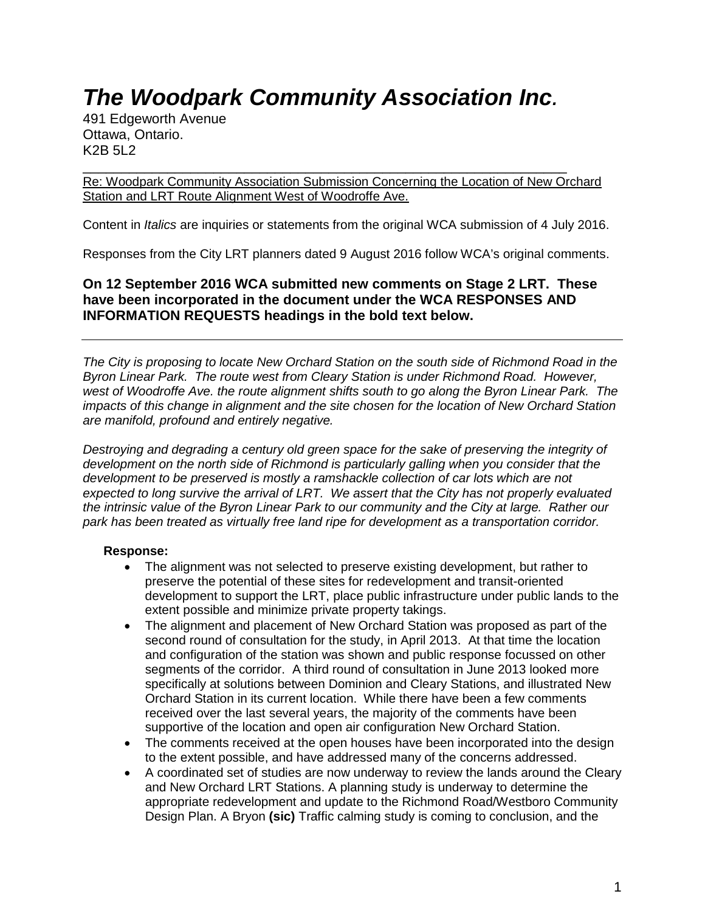# *The Woodpark Community Association Inc.*

491 Edgeworth Avenue
Ottawa, Ontario.
K2B 5L2

Re: Woodpark Community Association Submission Concerning the Location of New Orchard Station and LRT Route Alignment West of Woodroffe Ave.

Content in *Italics* are inquiries or statements from the original WCA submission of 4 July 2016.

Responses from the City LRT planners dated 9 August 2016 follow WCA's original comments.

**On 12 September 2016 WCA submitted new comments on Stage 2 LRT. These have been incorporated in the document under the WCA RESPONSES AND INFORMATION REQUESTS headings in the bold text below.**

---

*The City is proposing to locate New Orchard Station on the south side of Richmond Road in the Byron Linear Park. The route west from Cleary Station is under Richmond Road. However, west of Woodroffe Ave. the route alignment shifts south to go along the Byron Linear Park. The impacts of this change in alignment and the site chosen for the location of New Orchard Station are manifold, profound and entirely negative.*

*Destroying and degrading a century old green space for the sake of preserving the integrity of development on the north side of Richmond is particularly galling when you consider that the development to be preserved is mostly a ramshackle collection of car lots which are not expected to long survive the arrival of LRT. We assert that the City has not properly evaluated the intrinsic value of the Byron Linear Park to our community and the City at large. Rather our park has been treated as virtually free land ripe for development as a transportation corridor.*

**Response:**

- The alignment was not selected to preserve existing development, but rather to preserve the potential of these sites for redevelopment and transit-oriented development to support the LRT, place public infrastructure under public lands to the extent possible and minimize private property takings.
- The alignment and placement of New Orchard Station was proposed as part of the second round of consultation for the study, in April 2013. At that time the location and configuration of the station was shown and public response focussed on other segments of the corridor. A third round of consultation in June 2013 looked more specifically at solutions between Dominion and Cleary Stations, and illustrated New Orchard Station in its current location. While there have been a few comments received over the last several years, the majority of the comments have been supportive of the location and open air configuration New Orchard Station.
- The comments received at the open houses have been incorporated into the design to the extent possible, and have addressed many of the concerns addressed.
- A coordinated set of studies are now underway to review the lands around the Cleary and New Orchard LRT Stations. A planning study is underway to determine the appropriate redevelopment and update to the Richmond Road/Westboro Community Design Plan. A Bryon **(sic)** Traffic calming study is coming to conclusion, and the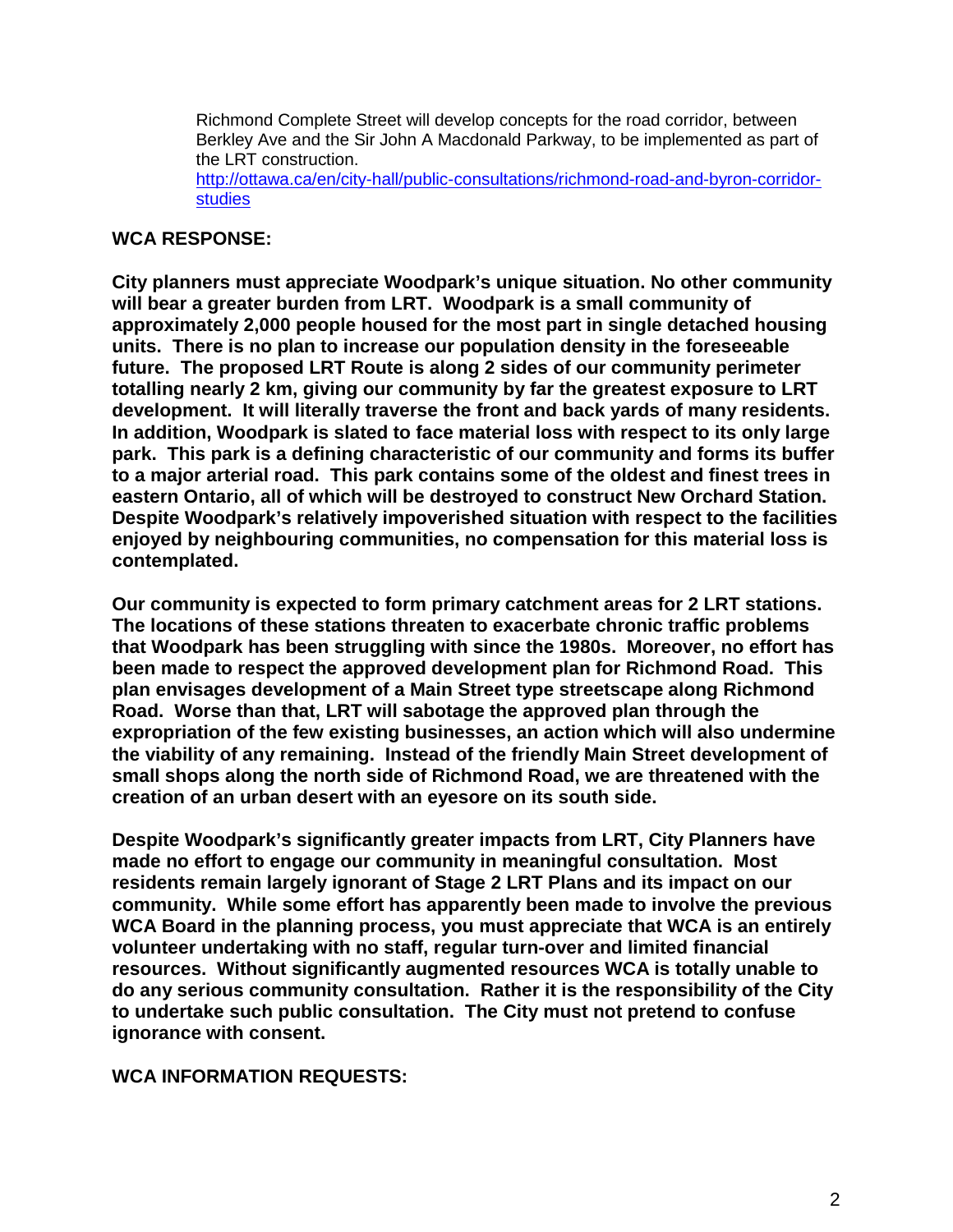Richmond Complete Street will develop concepts for the road corridor, between Berkley Ave and the Sir John A Macdonald Parkway, to be implemented as part of the LRT construction.
[http://ottawa.ca/en/city-hall/public-consultations/richmond-road-and-byron-corridor-studies](http://ottawa.ca/en/city-hall/public-consultations/richmond-road-and-byron-corridor-studies)

**WCA RESPONSE:**

**City planners must appreciate Woodpark's unique situation. No other community will bear a greater burden from LRT. Woodpark is a small community of approximately 2,000 people housed for the most part in single detached housing units. There is no plan to increase our population density in the foreseeable future. The proposed LRT Route is along 2 sides of our community perimeter totalling nearly 2 km, giving our community by far the greatest exposure to LRT development. It will literally traverse the front and back yards of many residents. In addition, Woodpark is slated to face material loss with respect to its only large park. This park is a defining characteristic of our community and forms its buffer to a major arterial road. This park contains some of the oldest and finest trees in eastern Ontario, all of which will be destroyed to construct New Orchard Station. Despite Woodpark's relatively impoverished situation with respect to the facilities enjoyed by neighbouring communities, no compensation for this material loss is contemplated.**

**Our community is expected to form primary catchment areas for 2 LRT stations. The locations of these stations threaten to exacerbate chronic traffic problems that Woodpark has been struggling with since the 1980s. Moreover, no effort has been made to respect the approved development plan for Richmond Road. This plan envisages development of a Main Street type streetscape along Richmond Road. Worse than that, LRT will sabotage the approved plan through the expropriation of the few existing businesses, an action which will also undermine the viability of any remaining. Instead of the friendly Main Street development of small shops along the north side of Richmond Road, we are threatened with the creation of an urban desert with an eyesore on its south side.**

**Despite Woodpark's significantly greater impacts from LRT, City Planners have made no effort to engage our community in meaningful consultation. Most residents remain largely ignorant of Stage 2 LRT Plans and its impact on our community. While some effort has apparently been made to involve the previous WCA Board in the planning process, you must appreciate that WCA is an entirely volunteer undertaking with no staff, regular turn-over and limited financial resources. Without significantly augmented resources WCA is totally unable to do any serious community consultation. Rather it is the responsibility of the City to undertake such public consultation. The City must not pretend to confuse ignorance with consent.**

**WCA INFORMATION REQUESTS:**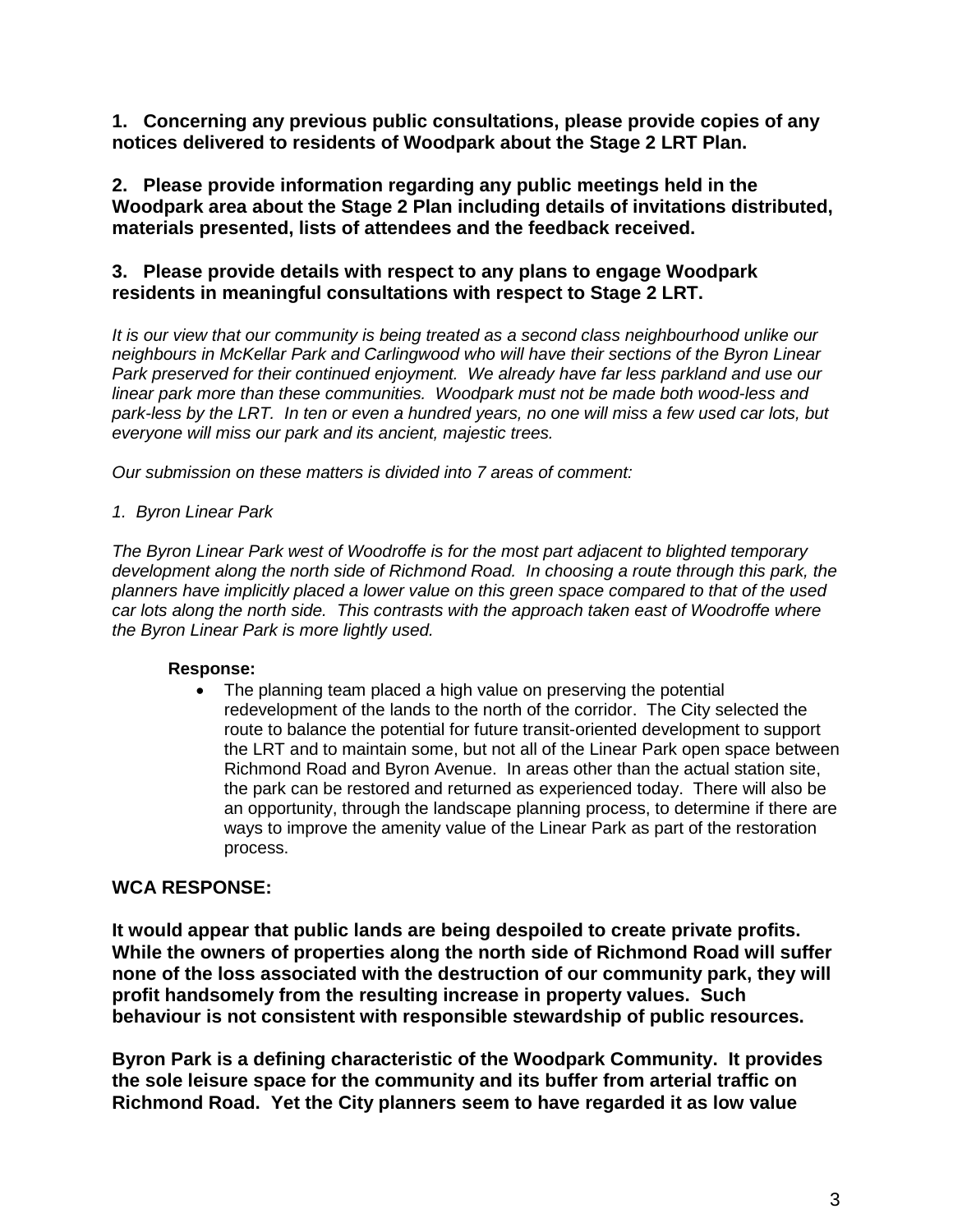**1. Concerning any previous public consultations, please provide copies of any notices delivered to residents of Woodpark about the Stage 2 LRT Plan.**

**2. Please provide information regarding any public meetings held in the Woodpark area about the Stage 2 Plan including details of invitations distributed, materials presented, lists of attendees and the feedback received.**

**3. Please provide details with respect to any plans to engage Woodpark residents in meaningful consultations with respect to Stage 2 LRT.**

*It is our view that our community is being treated as a second class neighbourhood unlike our neighbours in McKellar Park and Carlingwood who will have their sections of the Byron Linear Park preserved for their continued enjoyment. We already have far less parkland and use our linear park more than these communities. Woodpark must not be made both wood-less and park-less by the LRT. In ten or even a hundred years, no one will miss a few used car lots, but everyone will miss our park and its ancient, majestic trees.*

*Our submission on these matters is divided into 7 areas of comment:*

*1. Byron Linear Park*

*The Byron Linear Park west of Woodroffe is for the most part adjacent to blighted temporary development along the north side of Richmond Road. In choosing a route through this park, the planners have implicitly placed a lower value on this green space compared to that of the used car lots along the north side. This contrasts with the approach taken east of Woodroffe where the Byron Linear Park is more lightly used.*

**Response:**

- The planning team placed a high value on preserving the potential redevelopment of the lands to the north of the corridor. The City selected the route to balance the potential for future transit-oriented development to support the LRT and to maintain some, but not all of the Linear Park open space between Richmond Road and Byron Avenue. In areas other than the actual station site, the park can be restored and returned as experienced today. There will also be an opportunity, through the landscape planning process, to determine if there are ways to improve the amenity value of the Linear Park as part of the restoration process.

## WCA RESPONSE:

**It would appear that public lands are being despoiled to create private profits. While the owners of properties along the north side of Richmond Road will suffer none of the loss associated with the destruction of our community park, they will profit handsomely from the resulting increase in property values. Such behaviour is not consistent with responsible stewardship of public resources.**

**Byron Park is a defining characteristic of the Woodpark Community. It provides the sole leisure space for the community and its buffer from arterial traffic on Richmond Road. Yet the City planners seem to have regarded it as low value**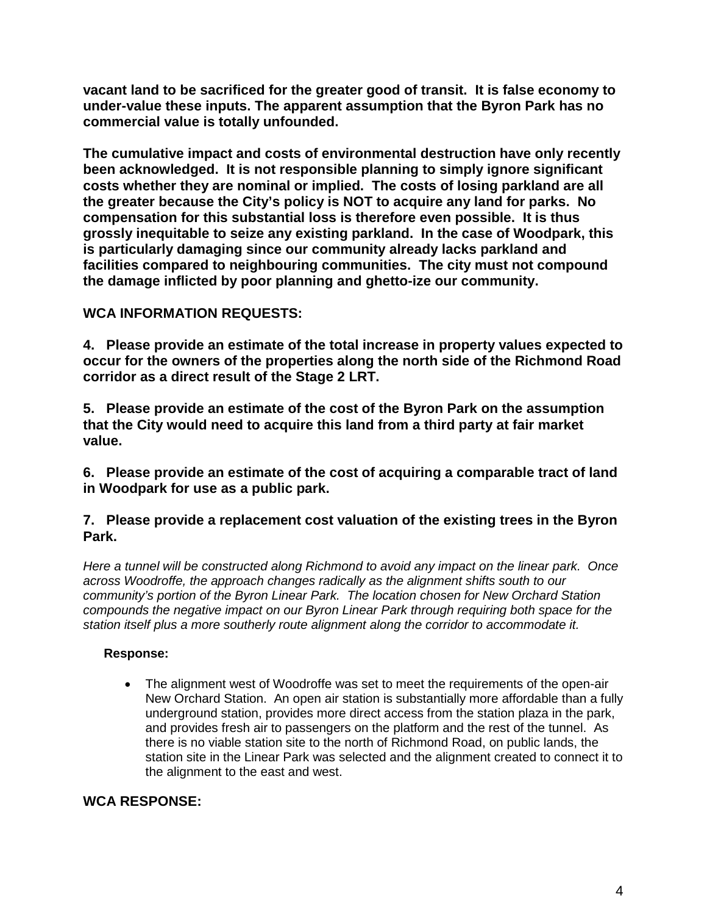**vacant land to be sacrificed for the greater good of transit. It is false economy to under-value these inputs. The apparent assumption that the Byron Park has no commercial value is totally unfounded.**

**The cumulative impact and costs of environmental destruction have only recently been acknowledged. It is not responsible planning to simply ignore significant costs whether they are nominal or implied. The costs of losing parkland are all the greater because the City's policy is NOT to acquire any land for parks. No compensation for this substantial loss is therefore even possible. It is thus grossly inequitable to seize any existing parkland. In the case of Woodpark, this is particularly damaging since our community already lacks parkland and facilities compared to neighbouring communities. The city must not compound the damage inflicted by poor planning and ghetto-ize our community.**

**WCA INFORMATION REQUESTS:**

**4. Please provide an estimate of the total increase in property values expected to occur for the owners of the properties along the north side of the Richmond Road corridor as a direct result of the Stage 2 LRT.**

**5. Please provide an estimate of the cost of the Byron Park on the assumption that the City would need to acquire this land from a third party at fair market value.**

**6. Please provide an estimate of the cost of acquiring a comparable tract of land in Woodpark for use as a public park.**

**7. Please provide a replacement cost valuation of the existing trees in the Byron Park.**

*Here a tunnel will be constructed along Richmond to avoid any impact on the linear park. Once across Woodroffe, the approach changes radically as the alignment shifts south to our community's portion of the Byron Linear Park. The location chosen for New Orchard Station compounds the negative impact on our Byron Linear Park through requiring both space for the station itself plus a more southerly route alignment along the corridor to accommodate it.*

**Response:**

- The alignment west of Woodroffe was set to meet the requirements of the open-air New Orchard Station. An open air station is substantially more affordable than a fully underground station, provides more direct access from the station plaza in the park, and provides fresh air to passengers on the platform and the rest of the tunnel. As there is no viable station site to the north of Richmond Road, on public lands, the station site in the Linear Park was selected and the alignment created to connect it to the alignment to the east and west.

**WCA RESPONSE:**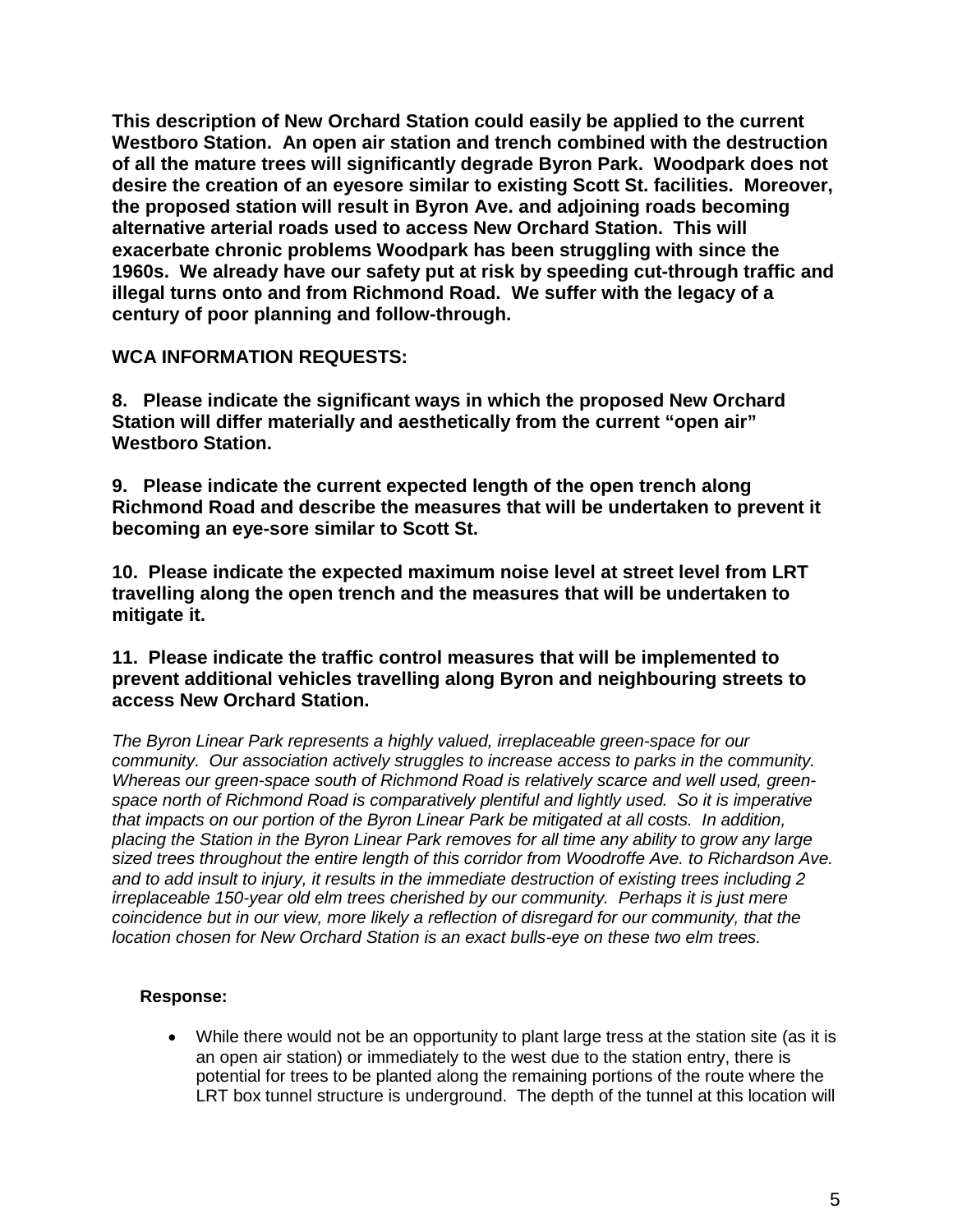**This description of New Orchard Station could easily be applied to the current Westboro Station. An open air station and trench combined with the destruction of all the mature trees will significantly degrade Byron Park. Woodpark does not desire the creation of an eyesore similar to existing Scott St. facilities. Moreover, the proposed station will result in Byron Ave. and adjoining roads becoming alternative arterial roads used to access New Orchard Station. This will exacerbate chronic problems Woodpark has been struggling with since the 1960s. We already have our safety put at risk by speeding cut-through traffic and illegal turns onto and from Richmond Road. We suffer with the legacy of a century of poor planning and follow-through.**

**WCA INFORMATION REQUESTS:**

**8. Please indicate the significant ways in which the proposed New Orchard Station will differ materially and aesthetically from the current "open air" Westboro Station.**

**9. Please indicate the current expected length of the open trench along Richmond Road and describe the measures that will be undertaken to prevent it becoming an eye-sore similar to Scott St.**

**10. Please indicate the expected maximum noise level at street level from LRT travelling along the open trench and the measures that will be undertaken to mitigate it.**

**11. Please indicate the traffic control measures that will be implemented to prevent additional vehicles travelling along Byron and neighbouring streets to access New Orchard Station.**

*The Byron Linear Park represents a highly valued, irreplaceable green-space for our community. Our association actively struggles to increase access to parks in the community. Whereas our green-space south of Richmond Road is relatively scarce and well used, green-space north of Richmond Road is comparatively plentiful and lightly used. So it is imperative that impacts on our portion of the Byron Linear Park be mitigated at all costs. In addition, placing the Station in the Byron Linear Park removes for all time any ability to grow any large sized trees throughout the entire length of this corridor from Woodroffe Ave. to Richardson Ave. and to add insult to injury, it results in the immediate destruction of existing trees including 2 irreplaceable 150-year old elm trees cherished by our community. Perhaps it is just mere coincidence but in our view, more likely a reflection of disregard for our community, that the location chosen for New Orchard Station is an exact bulls-eye on these two elm trees.*

**Response:**

- While there would not be an opportunity to plant large tress at the station site (as it is an open air station) or immediately to the west due to the station entry, there is potential for trees to be planted along the remaining portions of the route where the LRT box tunnel structure is underground. The depth of the tunnel at this location will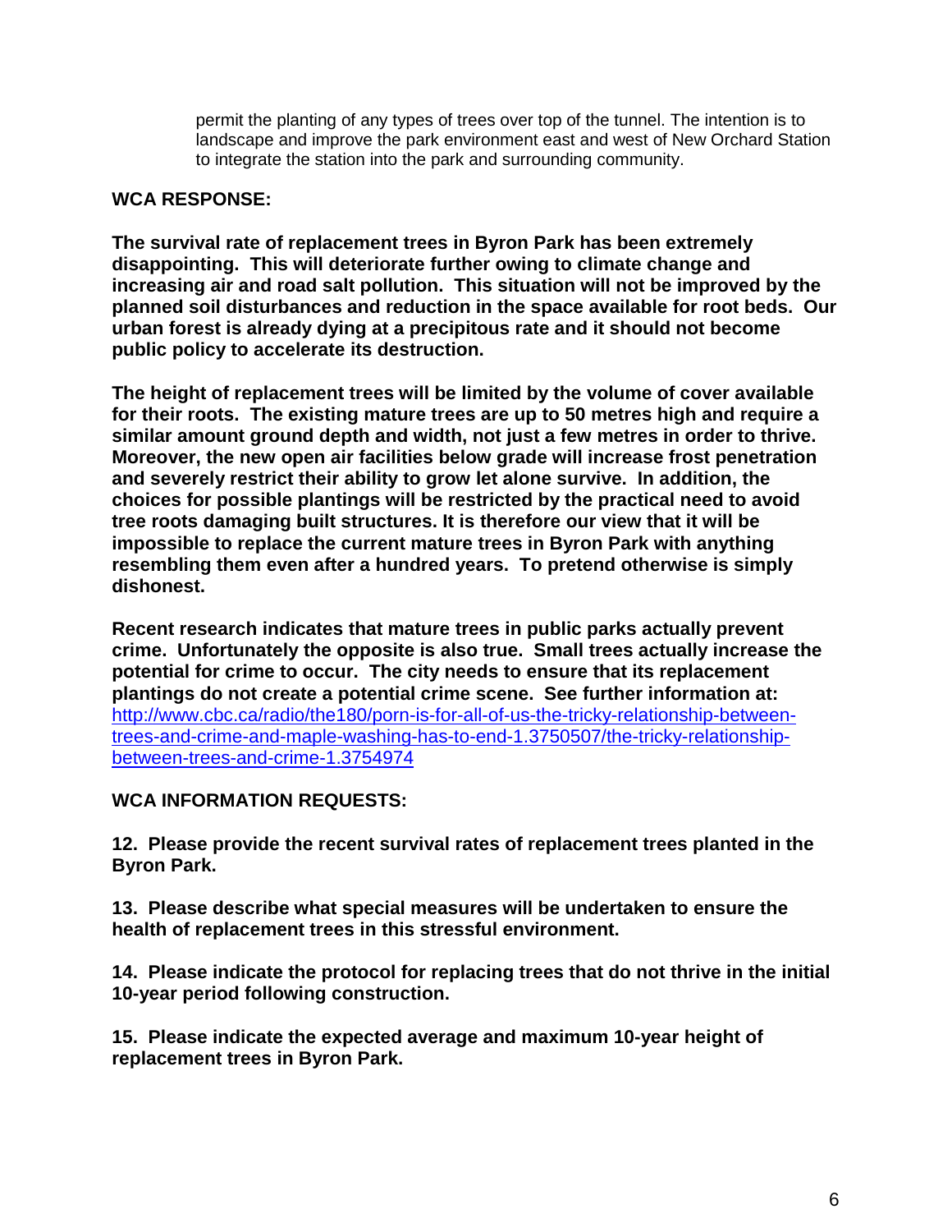permit the planting of any types of trees over top of the tunnel. The intention is to landscape and improve the park environment east and west of New Orchard Station to integrate the station into the park and surrounding community.

**WCA RESPONSE:**

**The survival rate of replacement trees in Byron Park has been extremely disappointing. This will deteriorate further owing to climate change and increasing air and road salt pollution. This situation will not be improved by the planned soil disturbances and reduction in the space available for root beds. Our urban forest is already dying at a precipitous rate and it should not become public policy to accelerate its destruction.**

**The height of replacement trees will be limited by the volume of cover available for their roots. The existing mature trees are up to 50 metres high and require a similar amount ground depth and width, not just a few metres in order to thrive. Moreover, the new open air facilities below grade will increase frost penetration and severely restrict their ability to grow let alone survive. In addition, the choices for possible plantings will be restricted by the practical need to avoid tree roots damaging built structures. It is therefore our view that it will be impossible to replace the current mature trees in Byron Park with anything resembling them even after a hundred years. To pretend otherwise is simply dishonest.**

**Recent research indicates that mature trees in public parks actually prevent crime. Unfortunately the opposite is also true. Small trees actually increase the potential for crime to occur. The city needs to ensure that its replacement plantings do not create a potential crime scene. See further information at:** [http://www.cbc.ca/radio/the180/porn-is-for-all-of-us-the-tricky-relationship-between-trees-and-crime-and-maple-washing-has-to-end-1.3750507/the-tricky-relationship-between-trees-and-crime-1.3754974](http://www.cbc.ca/radio/the180/porn-is-for-all-of-us-the-tricky-relationship-between-trees-and-crime-and-maple-washing-has-to-end-1.3750507/the-tricky-relationship-between-trees-and-crime-1.3754974)

**WCA INFORMATION REQUESTS:**

**12. Please provide the recent survival rates of replacement trees planted in the Byron Park.**

**13. Please describe what special measures will be undertaken to ensure the health of replacement trees in this stressful environment.**

**14. Please indicate the protocol for replacing trees that do not thrive in the initial 10-year period following construction.**

**15. Please indicate the expected average and maximum 10-year height of replacement trees in Byron Park.**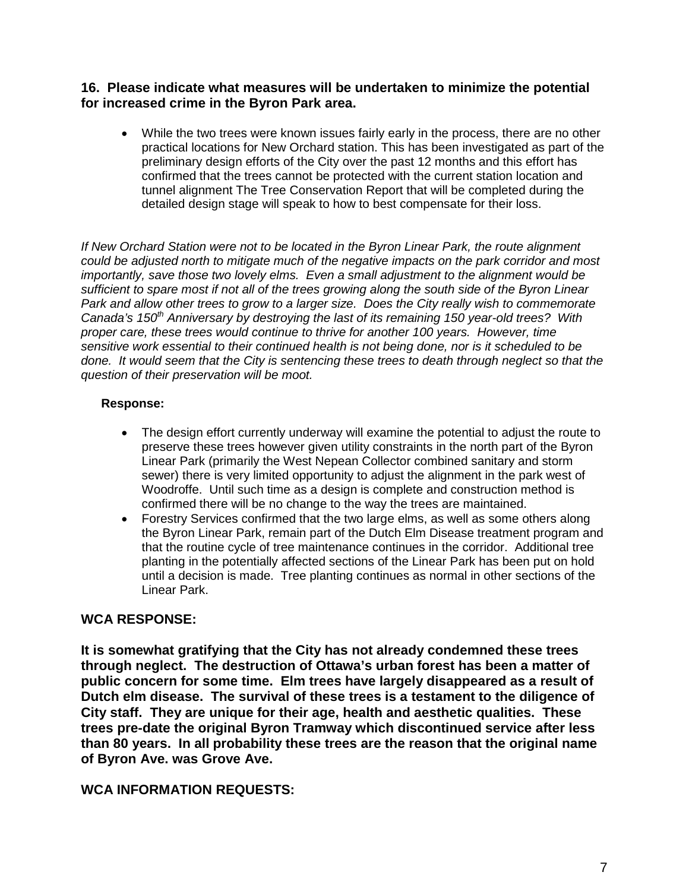**16. Please indicate what measures will be undertaken to minimize the potential for increased crime in the Byron Park area.**

- While the two trees were known issues fairly early in the process, there are no other practical locations for New Orchard station. This has been investigated as part of the preliminary design efforts of the City over the past 12 months and this effort has confirmed that the trees cannot be protected with the current station location and tunnel alignment The Tree Conservation Report that will be completed during the detailed design stage will speak to how to best compensate for their loss.

*If New Orchard Station were not to be located in the Byron Linear Park, the route alignment could be adjusted north to mitigate much of the negative impacts on the park corridor and most importantly, save those two lovely elms. Even a small adjustment to the alignment would be sufficient to spare most if not all of the trees growing along the south side of the Byron Linear Park and allow other trees to grow to a larger size. Does the City really wish to commemorate Canada's 150th Anniversary by destroying the last of its remaining 150 year-old trees? With proper care, these trees would continue to thrive for another 100 years. However, time sensitive work essential to their continued health is not being done, nor is it scheduled to be done. It would seem that the City is sentencing these trees to death through neglect so that the question of their preservation will be moot.*

**Response:**

- The design effort currently underway will examine the potential to adjust the route to preserve these trees however given utility constraints in the north part of the Byron Linear Park (primarily the West Nepean Collector combined sanitary and storm sewer) there is very limited opportunity to adjust the alignment in the park west of Woodroffe. Until such time as a design is complete and construction method is confirmed there will be no change to the way the trees are maintained.
- Forestry Services confirmed that the two large elms, as well as some others along the Byron Linear Park, remain part of the Dutch Elm Disease treatment program and that the routine cycle of tree maintenance continues in the corridor. Additional tree planting in the potentially affected sections of the Linear Park has been put on hold until a decision is made. Tree planting continues as normal in other sections of the Linear Park.

## WCA RESPONSE:

**It is somewhat gratifying that the City has not already condemned these trees through neglect. The destruction of Ottawa's urban forest has been a matter of public concern for some time. Elm trees have largely disappeared as a result of Dutch elm disease. The survival of these trees is a testament to the diligence of City staff. They are unique for their age, health and aesthetic qualities. These trees pre-date the original Byron Tramway which discontinued service after less than 80 years. In all probability these trees are the reason that the original name of Byron Ave. was Grove Ave.**

## WCA INFORMATION REQUESTS: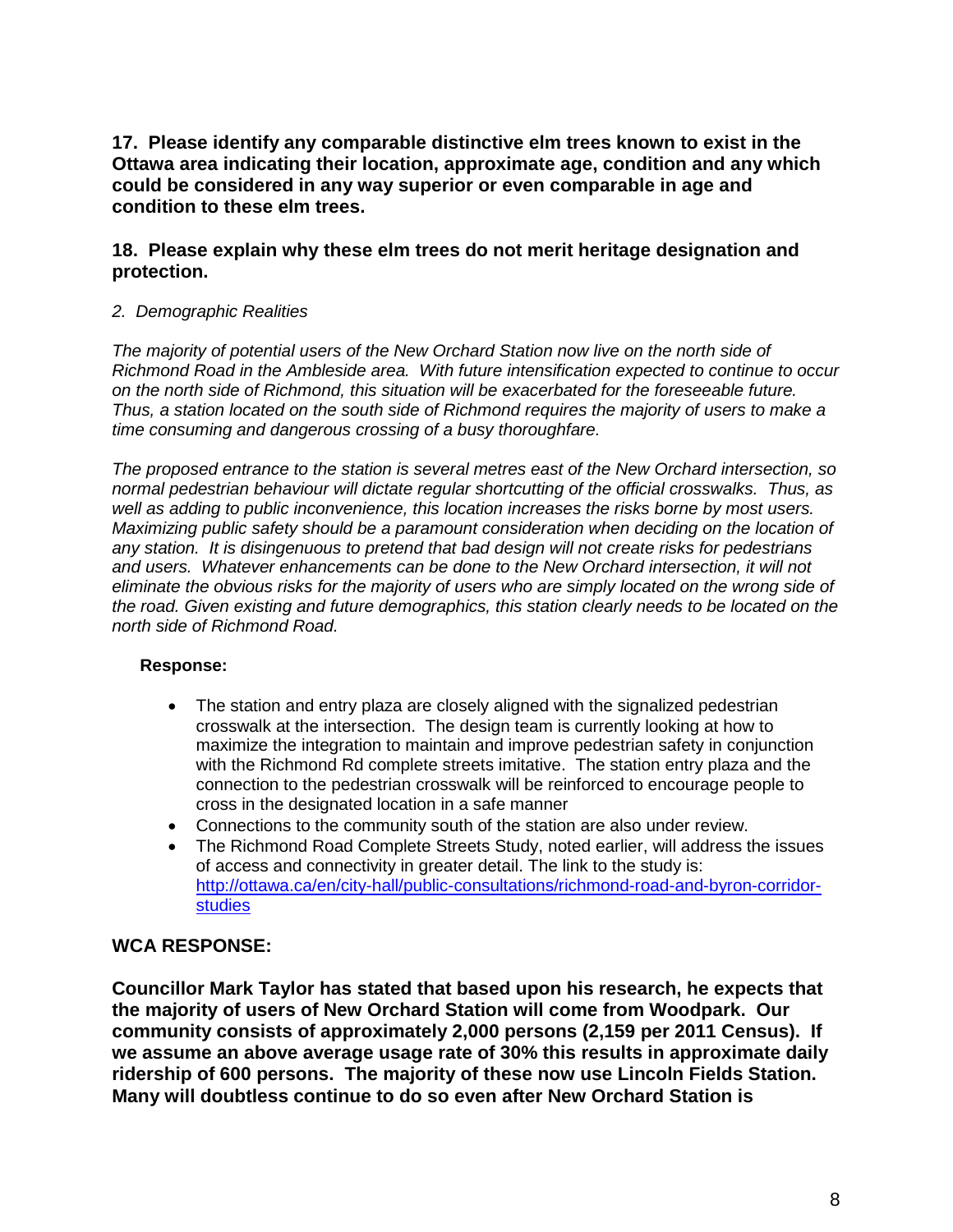**17. Please identify any comparable distinctive elm trees known to exist in the Ottawa area indicating their location, approximate age, condition and any which could be considered in any way superior or even comparable in age and condition to these elm trees.**

**18. Please explain why these elm trees do not merit heritage designation and protection.**

*2. Demographic Realities*

*The majority of potential users of the New Orchard Station now live on the north side of Richmond Road in the Ambleside area. With future intensification expected to continue to occur on the north side of Richmond, this situation will be exacerbated for the foreseeable future. Thus, a station located on the south side of Richmond requires the majority of users to make a time consuming and dangerous crossing of a busy thoroughfare.*

*The proposed entrance to the station is several metres east of the New Orchard intersection, so normal pedestrian behaviour will dictate regular shortcutting of the official crosswalks. Thus, as well as adding to public inconvenience, this location increases the risks borne by most users. Maximizing public safety should be a paramount consideration when deciding on the location of any station. It is disingenuous to pretend that bad design will not create risks for pedestrians and users. Whatever enhancements can be done to the New Orchard intersection, it will not eliminate the obvious risks for the majority of users who are simply located on the wrong side of the road. Given existing and future demographics, this station clearly needs to be located on the north side of Richmond Road.*

**Response:**

- The station and entry plaza are closely aligned with the signalized pedestrian crosswalk at the intersection. The design team is currently looking at how to maximize the integration to maintain and improve pedestrian safety in conjunction with the Richmond Rd complete streets imitative. The station entry plaza and the connection to the pedestrian crosswalk will be reinforced to encourage people to cross in the designated location in a safe manner
- Connections to the community south of the station are also under review.
- The Richmond Road Complete Streets Study, noted earlier, will address the issues of access and connectivity in greater detail. The link to the study is: http://ottawa.ca/en/city-hall/public-consultations/richmond-road-and-byron-corridor-studies

**WCA RESPONSE:**

**Councillor Mark Taylor has stated that based upon his research, he expects that the majority of users of New Orchard Station will come from Woodpark. Our community consists of approximately 2,000 persons (2,159 per 2011 Census). If we assume an above average usage rate of 30% this results in approximate daily ridership of 600 persons. The majority of these now use Lincoln Fields Station. Many will doubtless continue to do so even after New Orchard Station is**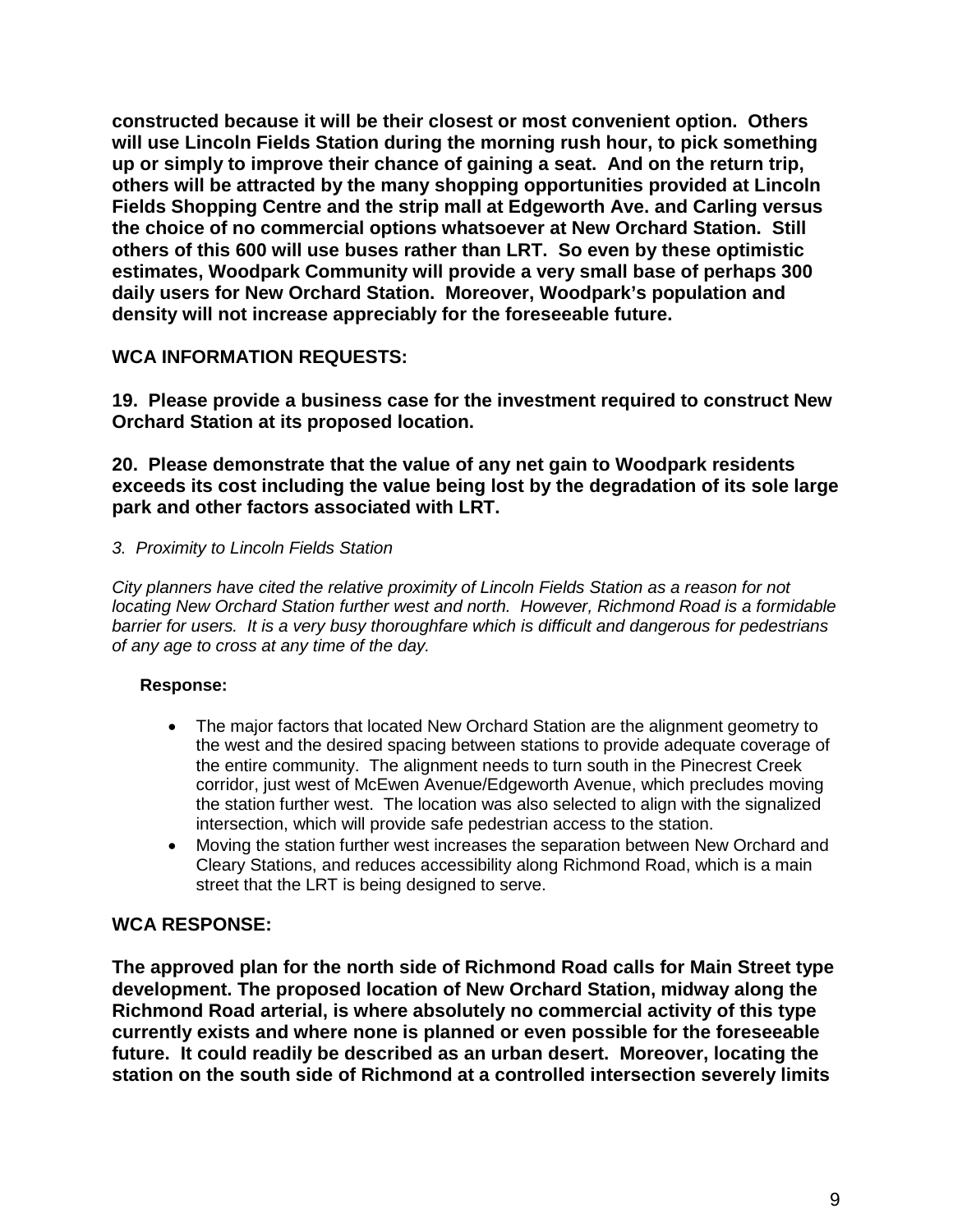**constructed because it will be their closest or most convenient option. Others will use Lincoln Fields Station during the morning rush hour, to pick something up or simply to improve their chance of gaining a seat. And on the return trip, others will be attracted by the many shopping opportunities provided at Lincoln Fields Shopping Centre and the strip mall at Edgeworth Ave. and Carling versus the choice of no commercial options whatsoever at New Orchard Station. Still others of this 600 will use buses rather than LRT. So even by these optimistic estimates, Woodpark Community will provide a very small base of perhaps 300 daily users for New Orchard Station. Moreover, Woodpark's population and density will not increase appreciably for the foreseeable future.**

**WCA INFORMATION REQUESTS:**

**19. Please provide a business case for the investment required to construct New Orchard Station at its proposed location.**

**20. Please demonstrate that the value of any net gain to Woodpark residents exceeds its cost including the value being lost by the degradation of its sole large park and other factors associated with LRT.**

*3. Proximity to Lincoln Fields Station*

*City planners have cited the relative proximity of Lincoln Fields Station as a reason for not locating New Orchard Station further west and north. However, Richmond Road is a formidable barrier for users. It is a very busy thoroughfare which is difficult and dangerous for pedestrians of any age to cross at any time of the day.*

**Response:**

- The major factors that located New Orchard Station are the alignment geometry to the west and the desired spacing between stations to provide adequate coverage of the entire community. The alignment needs to turn south in the Pinecrest Creek corridor, just west of McEwen Avenue/Edgeworth Avenue, which precludes moving the station further west. The location was also selected to align with the signalized intersection, which will provide safe pedestrian access to the station.
- Moving the station further west increases the separation between New Orchard and Cleary Stations, and reduces accessibility along Richmond Road, which is a main street that the LRT is being designed to serve.

**WCA RESPONSE:**

**The approved plan for the north side of Richmond Road calls for Main Street type development. The proposed location of New Orchard Station, midway along the Richmond Road arterial, is where absolutely no commercial activity of this type currently exists and where none is planned or even possible for the foreseeable future. It could readily be described as an urban desert. Moreover, locating the station on the south side of Richmond at a controlled intersection severely limits**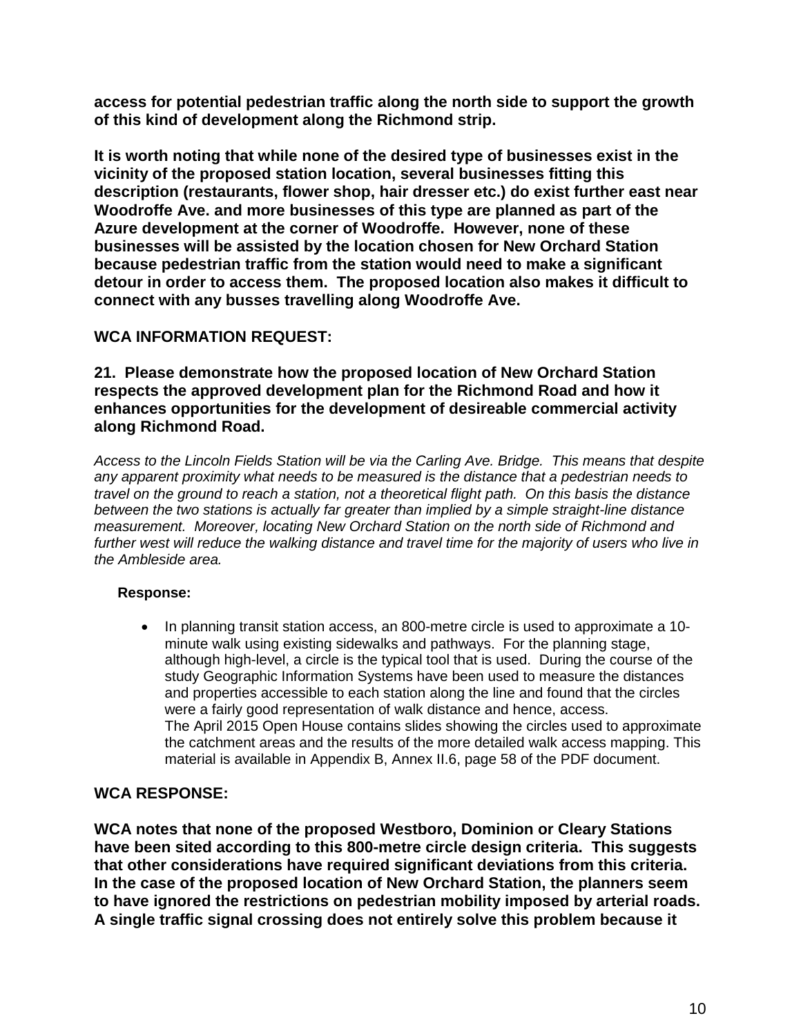**access for potential pedestrian traffic along the north side to support the growth of this kind of development along the Richmond strip.**

**It is worth noting that while none of the desired type of businesses exist in the vicinity of the proposed station location, several businesses fitting this description (restaurants, flower shop, hair dresser etc.) do exist further east near Woodroffe Ave. and more businesses of this type are planned as part of the Azure development at the corner of Woodroffe. However, none of these businesses will be assisted by the location chosen for New Orchard Station because pedestrian traffic from the station would need to make a significant detour in order to access them. The proposed location also makes it difficult to connect with any busses travelling along Woodroffe Ave.**

**WCA INFORMATION REQUEST:**

**21. Please demonstrate how the proposed location of New Orchard Station respects the approved development plan for the Richmond Road and how it enhances opportunities for the development of desireable commercial activity along Richmond Road.**

*Access to the Lincoln Fields Station will be via the Carling Ave. Bridge. This means that despite any apparent proximity what needs to be measured is the distance that a pedestrian needs to travel on the ground to reach a station, not a theoretical flight path. On this basis the distance between the two stations is actually far greater than implied by a simple straight-line distance measurement. Moreover, locating New Orchard Station on the north side of Richmond and further west will reduce the walking distance and travel time for the majority of users who live in the Ambleside area.*

**Response:**

- In planning transit station access, an 800-metre circle is used to approximate a 10-minute walk using existing sidewalks and pathways. For the planning stage, although high-level, a circle is the typical tool that is used. During the course of the study Geographic Information Systems have been used to measure the distances and properties accessible to each station along the line and found that the circles were a fairly good representation of walk distance and hence, access.
  The April 2015 Open House contains slides showing the circles used to approximate the catchment areas and the results of the more detailed walk access mapping. This material is available in Appendix B, Annex II.6, page 58 of the PDF document.

**WCA RESPONSE:**

**WCA notes that none of the proposed Westboro, Dominion or Cleary Stations have been sited according to this 800-metre circle design criteria. This suggests that other considerations have required significant deviations from this criteria. In the case of the proposed location of New Orchard Station, the planners seem to have ignored the restrictions on pedestrian mobility imposed by arterial roads. A single traffic signal crossing does not entirely solve this problem because it**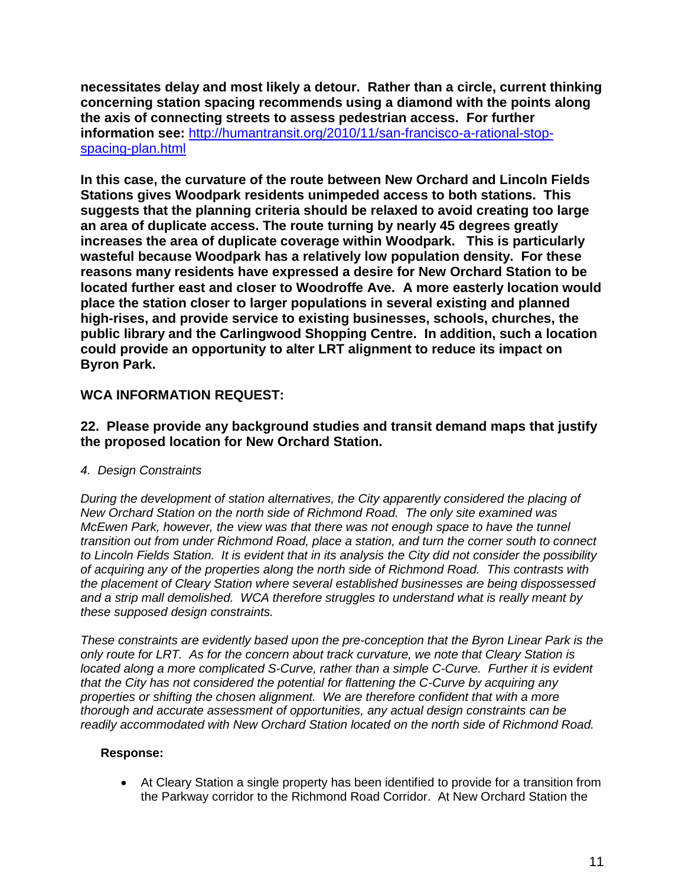**necessitates delay and most likely a detour. Rather than a circle, current thinking concerning station spacing recommends using a diamond with the points along the axis of connecting streets to assess pedestrian access. For further information see:** [http://humantransit.org/2010/11/san-francisco-a-rational-stop-spacing-plan.html](http://humantransit.org/2010/11/san-francisco-a-rational-stop-spacing-plan.html)

**In this case, the curvature of the route between New Orchard and Lincoln Fields Stations gives Woodpark residents unimpeded access to both stations. This suggests that the planning criteria should be relaxed to avoid creating too large an area of duplicate access. The route turning by nearly 45 degrees greatly increases the area of duplicate coverage within Woodpark. This is particularly wasteful because Woodpark has a relatively low population density. For these reasons many residents have expressed a desire for New Orchard Station to be located further east and closer to Woodroffe Ave. A more easterly location would place the station closer to larger populations in several existing and planned high-rises, and provide service to existing businesses, schools, churches, the public library and the Carlingwood Shopping Centre. In addition, such a location could provide an opportunity to alter LRT alignment to reduce its impact on Byron Park.**

**WCA INFORMATION REQUEST:**

**22. Please provide any background studies and transit demand maps that justify the proposed location for New Orchard Station.**

*4. Design Constraints*

*During the development of station alternatives, the City apparently considered the placing of New Orchard Station on the north side of Richmond Road. The only site examined was McEwen Park, however, the view was that there was not enough space to have the tunnel transition out from under Richmond Road, place a station, and turn the corner south to connect to Lincoln Fields Station. It is evident that in its analysis the City did not consider the possibility of acquiring any of the properties along the north side of Richmond Road. This contrasts with the placement of Cleary Station where several established businesses are being dispossessed and a strip mall demolished. WCA therefore struggles to understand what is really meant by these supposed design constraints.*

*These constraints are evidently based upon the pre-conception that the Byron Linear Park is the only route for LRT. As for the concern about track curvature, we note that Cleary Station is located along a more complicated S-Curve, rather than a simple C-Curve. Further it is evident that the City has not considered the potential for flattening the C-Curve by acquiring any properties or shifting the chosen alignment. We are therefore confident that with a more thorough and accurate assessment of opportunities, any actual design constraints can be readily accommodated with New Orchard Station located on the north side of Richmond Road.*

**Response:**

- At Cleary Station a single property has been identified to provide for a transition from the Parkway corridor to the Richmond Road Corridor. At New Orchard Station the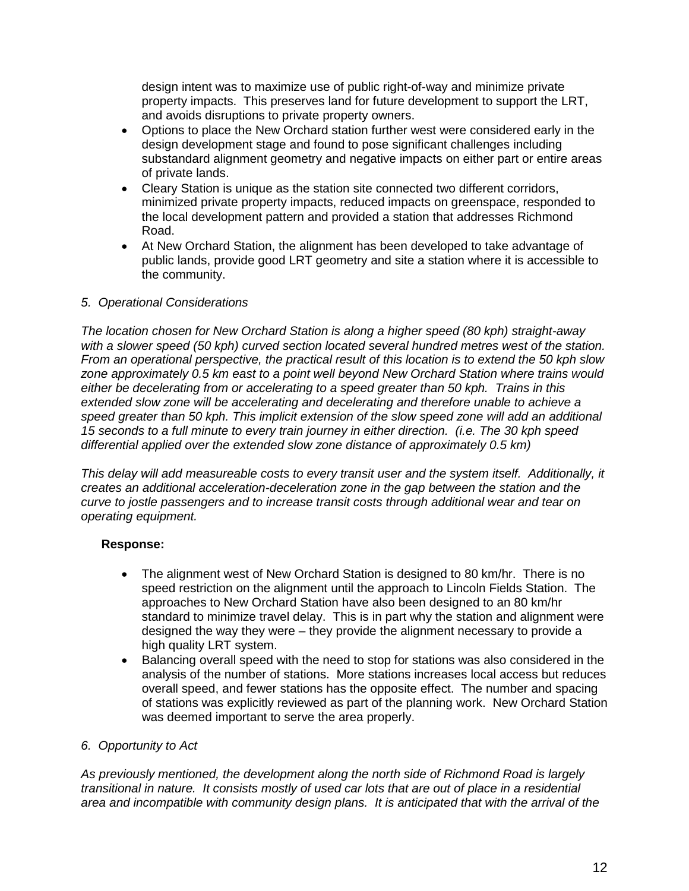design intent was to maximize use of public right-of-way and minimize private property impacts. This preserves land for future development to support the LRT, and avoids disruptions to private property owners.

- Options to place the New Orchard station further west were considered early in the design development stage and found to pose significant challenges including substandard alignment geometry and negative impacts on either part or entire areas of private lands.
- Cleary Station is unique as the station site connected two different corridors, minimized private property impacts, reduced impacts on greenspace, responded to the local development pattern and provided a station that addresses Richmond Road.
- At New Orchard Station, the alignment has been developed to take advantage of public lands, provide good LRT geometry and site a station where it is accessible to the community.

*5. Operational Considerations*

*The location chosen for New Orchard Station is along a higher speed (80 kph) straight-away with a slower speed (50 kph) curved section located several hundred metres west of the station. From an operational perspective, the practical result of this location is to extend the 50 kph slow zone approximately 0.5 km east to a point well beyond New Orchard Station where trains would either be decelerating from or accelerating to a speed greater than 50 kph. Trains in this extended slow zone will be accelerating and decelerating and therefore unable to achieve a speed greater than 50 kph. This implicit extension of the slow speed zone will add an additional 15 seconds to a full minute to every train journey in either direction. (i.e. The 30 kph speed differential applied over the extended slow zone distance of approximately 0.5 km)*

*This delay will add measureable costs to every transit user and the system itself. Additionally, it creates an additional acceleration-deceleration zone in the gap between the station and the curve to jostle passengers and to increase transit costs through additional wear and tear on operating equipment.*

**Response:**

- The alignment west of New Orchard Station is designed to 80 km/hr. There is no speed restriction on the alignment until the approach to Lincoln Fields Station. The approaches to New Orchard Station have also been designed to an 80 km/hr standard to minimize travel delay. This is in part why the station and alignment were designed the way they were – they provide the alignment necessary to provide a high quality LRT system.
- Balancing overall speed with the need to stop for stations was also considered in the analysis of the number of stations. More stations increases local access but reduces overall speed, and fewer stations has the opposite effect. The number and spacing of stations was explicitly reviewed as part of the planning work. New Orchard Station was deemed important to serve the area properly.

*6. Opportunity to Act*

*As previously mentioned, the development along the north side of Richmond Road is largely transitional in nature. It consists mostly of used car lots that are out of place in a residential area and incompatible with community design plans. It is anticipated that with the arrival of the*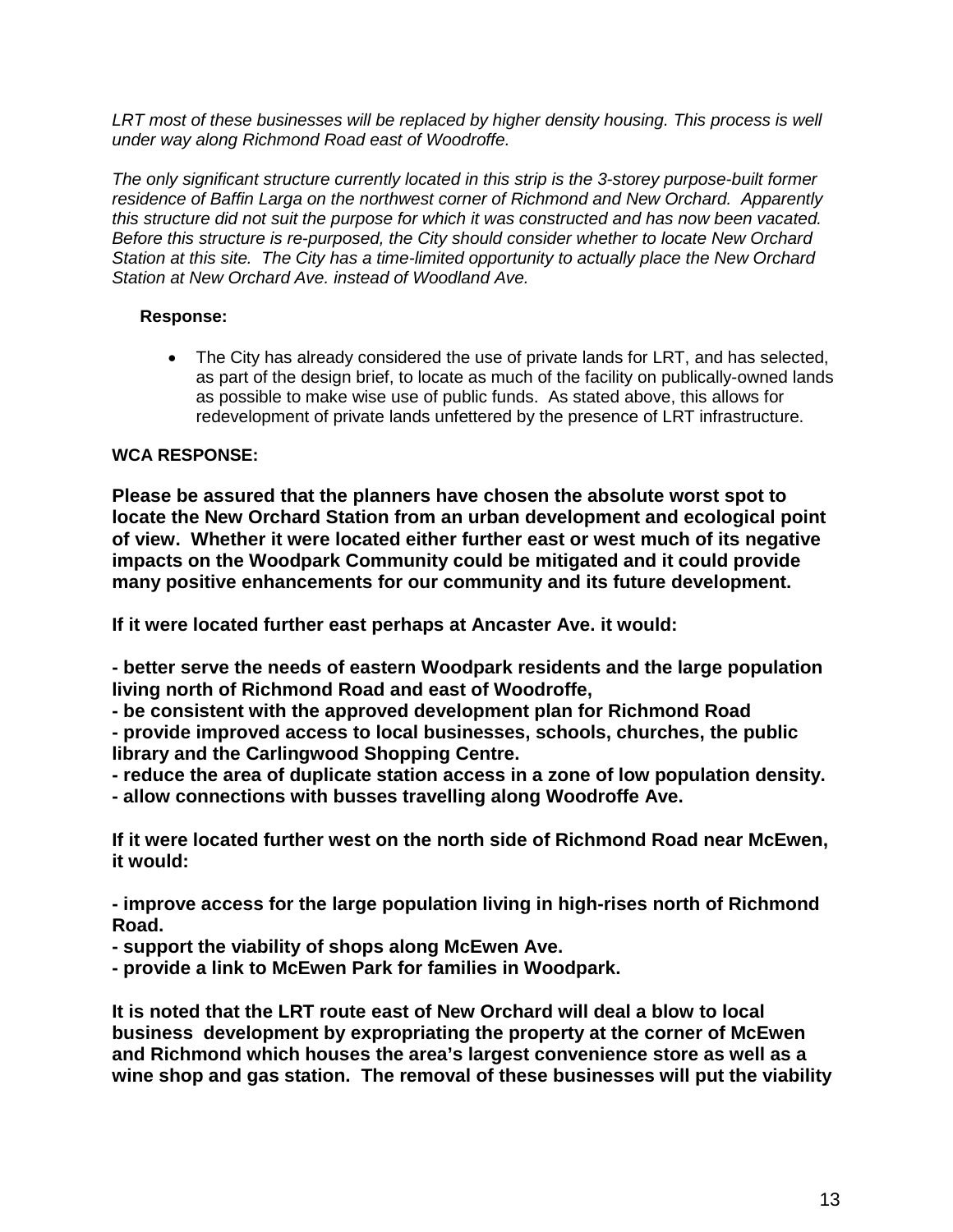*LRT most of these businesses will be replaced by higher density housing. This process is well under way along Richmond Road east of Woodroffe.*

*The only significant structure currently located in this strip is the 3-storey purpose-built former residence of Baffin Larga on the northwest corner of Richmond and New Orchard. Apparently this structure did not suit the purpose for which it was constructed and has now been vacated. Before this structure is re-purposed, the City should consider whether to locate New Orchard Station at this site. The City has a time-limited opportunity to actually place the New Orchard Station at New Orchard Ave. instead of Woodland Ave.*

**Response:**

- The City has already considered the use of private lands for LRT, and has selected, as part of the design brief, to locate as much of the facility on publically-owned lands as possible to make wise use of public funds. As stated above, this allows for redevelopment of private lands unfettered by the presence of LRT infrastructure.

**WCA RESPONSE:**

**Please be assured that the planners have chosen the absolute worst spot to locate the New Orchard Station from an urban development and ecological point of view. Whether it were located either further east or west much of its negative impacts on the Woodpark Community could be mitigated and it could provide many positive enhancements for our community and its future development.**

**If it were located further east perhaps at Ancaster Ave. it would:**

**- better serve the needs of eastern Woodpark residents and the large population living north of Richmond Road and east of Woodroffe,**
**- be consistent with the approved development plan for Richmond Road**
**- provide improved access to local businesses, schools, churches, the public library and the Carlingwood Shopping Centre.**
**- reduce the area of duplicate station access in a zone of low population density.**
**- allow connections with busses travelling along Woodroffe Ave.**

**If it were located further west on the north side of Richmond Road near McEwen, it would:**

**- improve access for the large population living in high-rises north of Richmond Road.**
**- support the viability of shops along McEwen Ave.**
**- provide a link to McEwen Park for families in Woodpark.**

**It is noted that the LRT route east of New Orchard will deal a blow to local business development by expropriating the property at the corner of McEwen and Richmond which houses the area's largest convenience store as well as a wine shop and gas station. The removal of these businesses will put the viability**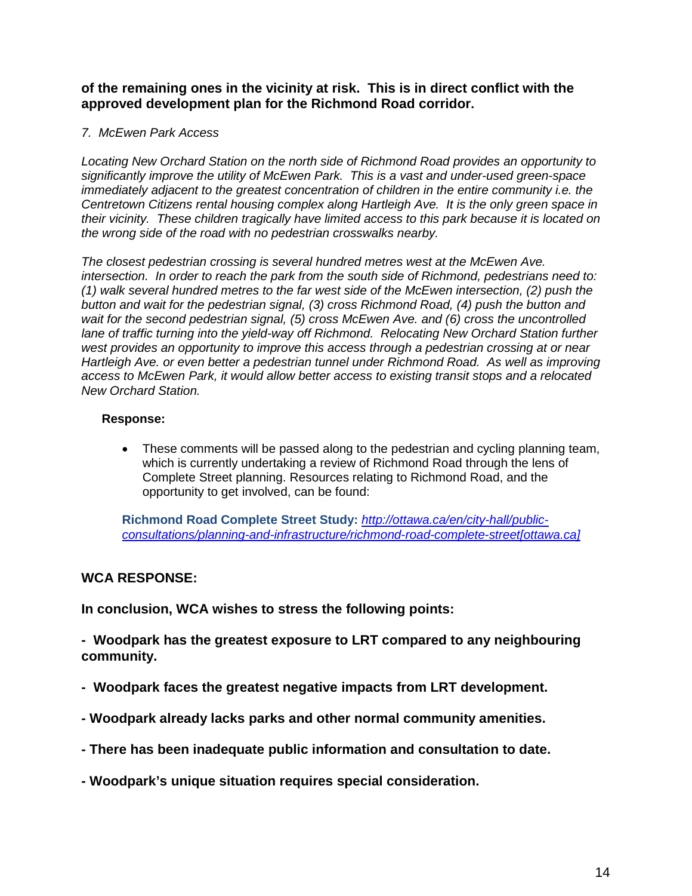**of the remaining ones in the vicinity at risk. This is in direct conflict with the approved development plan for the Richmond Road corridor.**

*7. McEwen Park Access*

*Locating New Orchard Station on the north side of Richmond Road provides an opportunity to significantly improve the utility of McEwen Park. This is a vast and under-used green-space immediately adjacent to the greatest concentration of children in the entire community i.e. the Centretown Citizens rental housing complex along Hartleigh Ave. It is the only green space in their vicinity. These children tragically have limited access to this park because it is located on the wrong side of the road with no pedestrian crosswalks nearby.*

*The closest pedestrian crossing is several hundred metres west at the McEwen Ave. intersection. In order to reach the park from the south side of Richmond, pedestrians need to: (1) walk several hundred metres to the far west side of the McEwen intersection, (2) push the button and wait for the pedestrian signal, (3) cross Richmond Road, (4) push the button and wait for the second pedestrian signal, (5) cross McEwen Ave. and (6) cross the uncontrolled lane of traffic turning into the yield-way off Richmond. Relocating New Orchard Station further west provides an opportunity to improve this access through a pedestrian crossing at or near Hartleigh Ave. or even better a pedestrian tunnel under Richmond Road. As well as improving access to McEwen Park, it would allow better access to existing transit stops and a relocated New Orchard Station.*

**Response:**

- These comments will be passed along to the pedestrian and cycling planning team, which is currently undertaking a review of Richmond Road through the lens of Complete Street planning. Resources relating to Richmond Road, and the opportunity to get involved, can be found:

**Richmond Road Complete Street Study:** *http://ottawa.ca/en/city-hall/public-consultations/planning-and-infrastructure/richmond-road-complete-street[ottawa.ca]*

**WCA RESPONSE:**

**In conclusion, WCA wishes to stress the following points:**

**- Woodpark has the greatest exposure to LRT compared to any neighbouring community.**

**- Woodpark faces the greatest negative impacts from LRT development.**

**- Woodpark already lacks parks and other normal community amenities.**

**- There has been inadequate public information and consultation to date.**

**- Woodpark's unique situation requires special consideration.**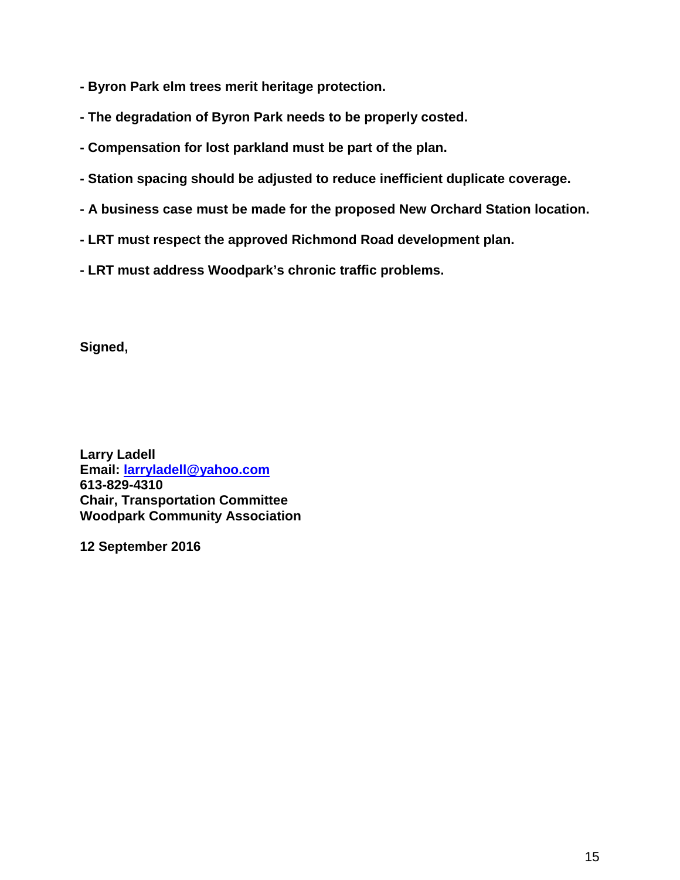**- Byron Park elm trees merit heritage protection.**

**- The degradation of Byron Park needs to be properly costed.**

**- Compensation for lost parkland must be part of the plan.**

**- Station spacing should be adjusted to reduce inefficient duplicate coverage.**

**- A business case must be made for the proposed New Orchard Station location.**

**- LRT must respect the approved Richmond Road development plan.**

**- LRT must address Woodpark's chronic traffic problems.**

**Signed,**

**Larry Ladell**
**Email: larryladell@yahoo.com**
**613-829-4310**
**Chair, Transportation Committee**
**Woodpark Community Association**

**12 September 2016**